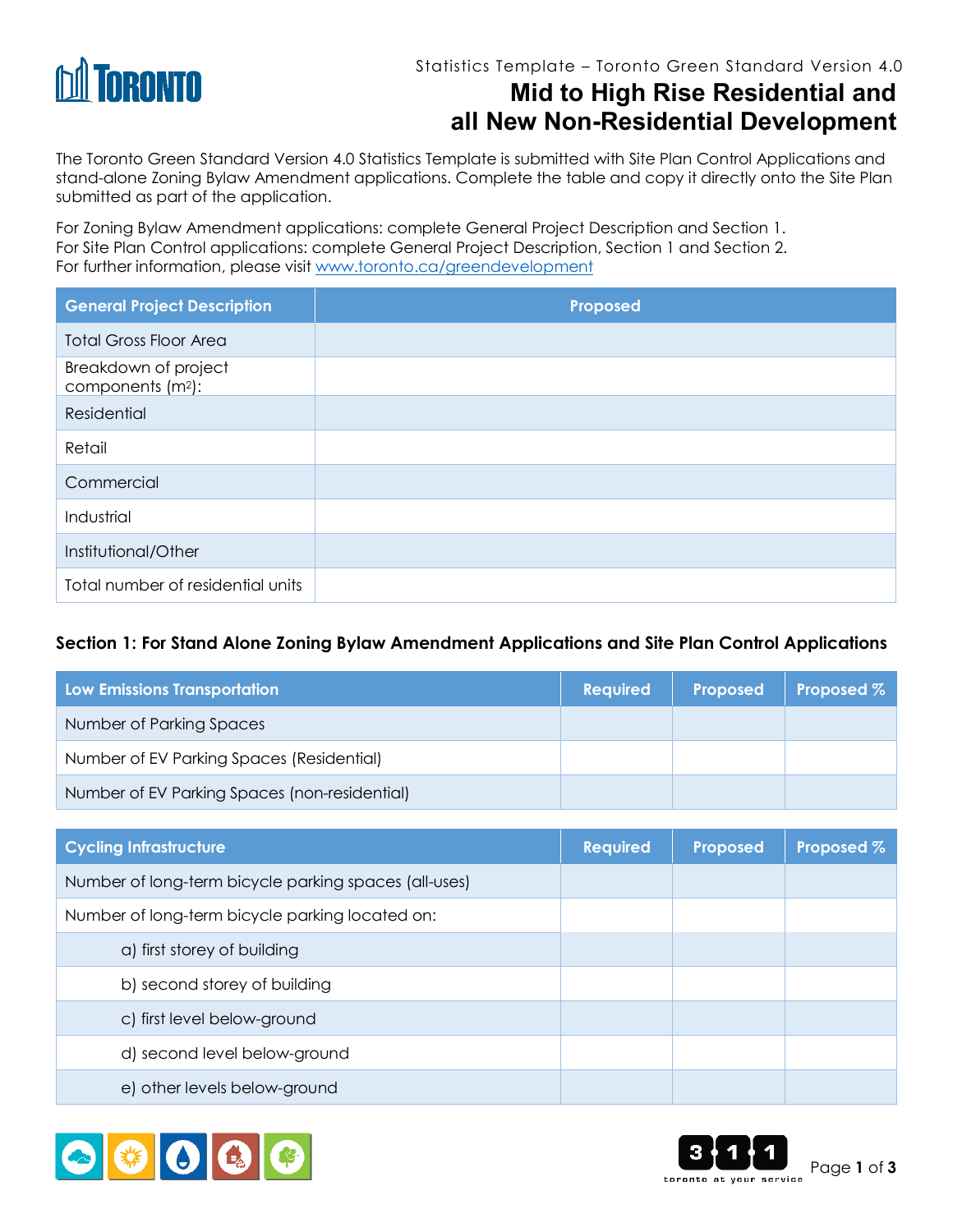Statistics Template – Toronto Green Standard Version 4.0

# Mid to High Rise Residential and all New Non-Residential Development

The Toronto Green Standard Version 4.0 Statistics Template is submitted with Site Plan Control Applications and stand-alone Zoning Bylaw Amendment applications. Complete the table and copy it directly onto the Site Plan submitted as part of the application.

For Zoning Bylaw Amendment applications: complete General Project Description and Section 1.
For Site Plan Control applications: complete General Project Description, Section 1 and Section 2.
For further information, please visit www.toronto.ca/greendevelopment

| General Project Description | Proposed |
|---|---|
| Total Gross Floor Area | |
| Breakdown of project components ($m^2$): | |
| Residential | |
| Retail | |
| Commercial | |
| Industrial | |
| Institutional/Other | |
| Total number of residential units | |

### Section 1: For Stand Alone Zoning Bylaw Amendment Applications and Site Plan Control Applications

| Low Emissions Transportation | Required | Proposed | Proposed % |
|---|---|---|---|
| Number of Parking Spaces | | | |
| Number of EV Parking Spaces (Residential) | | | |
| Number of EV Parking Spaces (non-residential) | | | |

| Cycling Infrastructure | Required | Proposed | Proposed % |
|---|---|---|---|
| Number of long-term bicycle parking spaces (all-uses) | | | |
| Number of long-term bicycle parking located on: | | | |
| a) first storey of building | | | |
| b) second storey of building | | | |
| c) first level below-ground | | | |
| d) second level below-ground | | | |
| e) other levels below-ground | | | |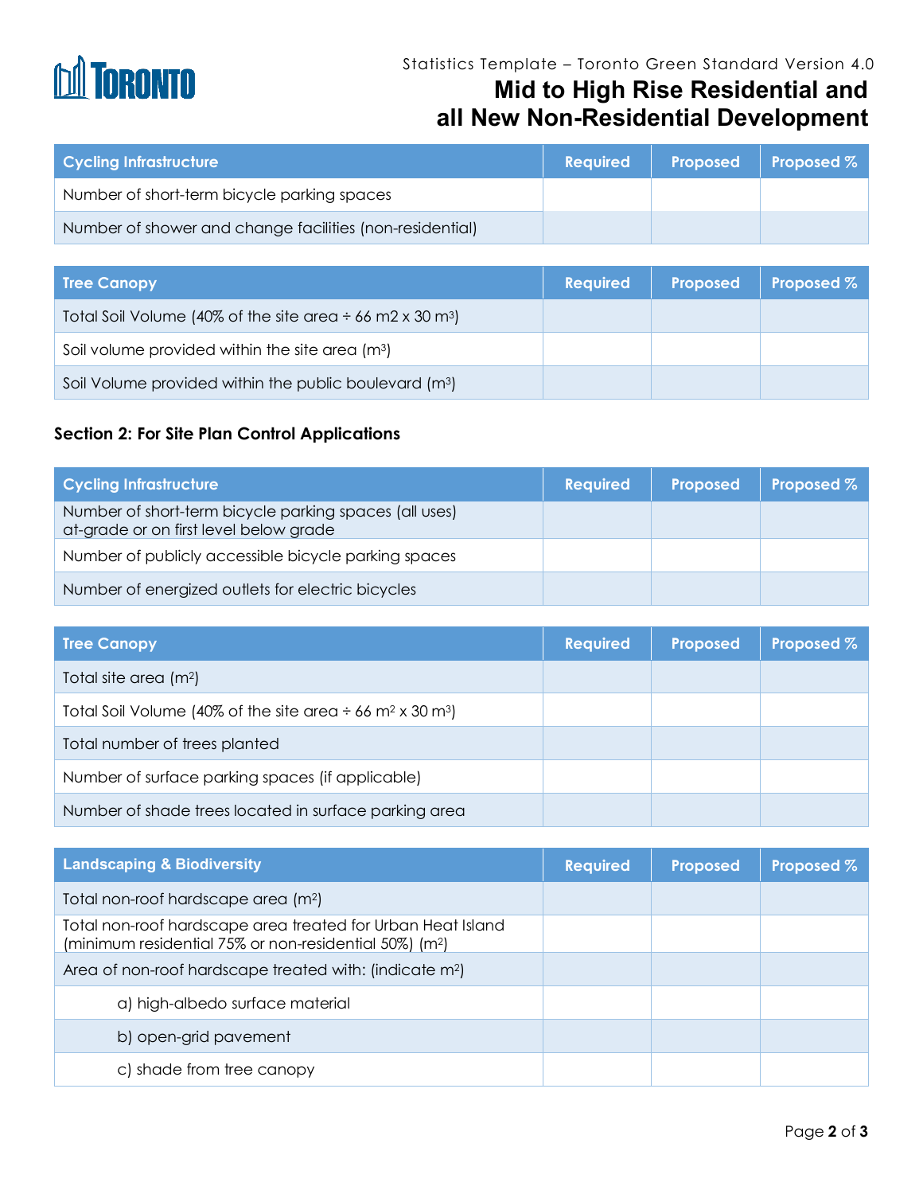| Cycling Infrastructure | Required | Proposed | Proposed % |
|---|---|---|---|
| Number of short-term bicycle parking spaces | | | |
| Number of shower and change facilities (non-residential) | | | |

| Tree Canopy | Required | Proposed | Proposed % |
|---|---|---|---|
| Total Soil Volume (40% of the site area ÷ 66 m2 x 30 $m^3$) | | | |
| Soil volume provided within the site area ($m^3$) | | | |
| Soil Volume provided within the public boulevard ($m^3$) | | | |

### Section 2: For Site Plan Control Applications

| Cycling Infrastructure | Required | Proposed | Proposed % |
|---|---|---|---|
| Number of short-term bicycle parking spaces (all uses) at-grade or on first level below grade | | | |
| Number of publicly accessible bicycle parking spaces | | | |
| Number of energized outlets for electric bicycles | | | |

| Tree Canopy | Required | Proposed | Proposed % |
|---|---|---|---|
| Total site area ($m^2$) | | | |
| Total Soil Volume (40% of the site area ÷ 66 $m^2$ x 30 $m^3$) | | | |
| Total number of trees planted | | | |
| Number of surface parking spaces (if applicable) | | | |
| Number of shade trees located in surface parking area | | | |

| Landscaping & Biodiversity | Required | Proposed | Proposed % |
|---|---|---|---|
| Total non-roof hardscape area ($m^2$) | | | |
| Total non-roof hardscape area treated for Urban Heat Island (minimum residential 75% or non-residential 50%) ($m^2$) | | | |
| Area of non-roof hardscape treated with: (indicate $m^2$) | | | |
| a) high-albedo surface material | | | |
| b) open-grid pavement | | | |
| c) shade from tree canopy | | | |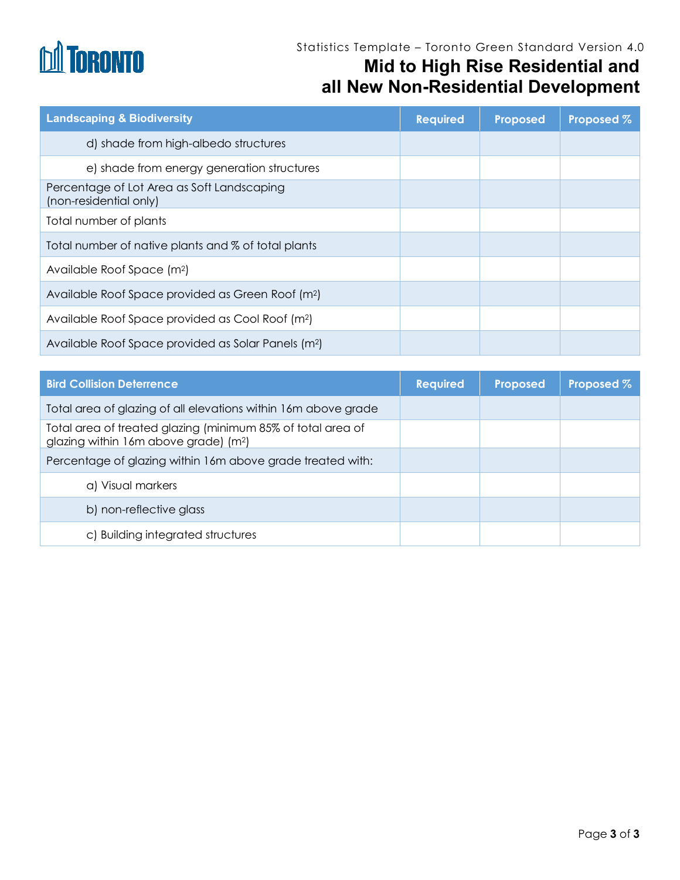| Landscaping & Biodiversity | Required | Proposed | Proposed % |
|---|---|---|---|
| d) shade from high-albedo structures | | | |
| e) shade from energy generation structures | | | |
| Percentage of Lot Area as Soft Landscaping (non-residential only) | | | |
| Total number of plants | | | |
| Total number of native plants and % of total plants | | | |
| Available Roof Space ($m^2$) | | | |
| Available Roof Space provided as Green Roof ($m^2$) | | | |
| Available Roof Space provided as Cool Roof ($m^2$) | | | |
| Available Roof Space provided as Solar Panels ($m^2$) | | | |

| Bird Collision Deterrence | Required | Proposed | Proposed % |
|---|---|---|---|
| Total area of glazing of all elevations within 16m above grade | | | |
| Total area of treated glazing (minimum 85% of total area of glazing within 16m above grade) ($m^2$) | | | |
| Percentage of glazing within 16m above grade treated with: | | | |
| a) Visual markers | | | |
| b) non-reflective glass | | | |
| c) Building integrated structures | | | |